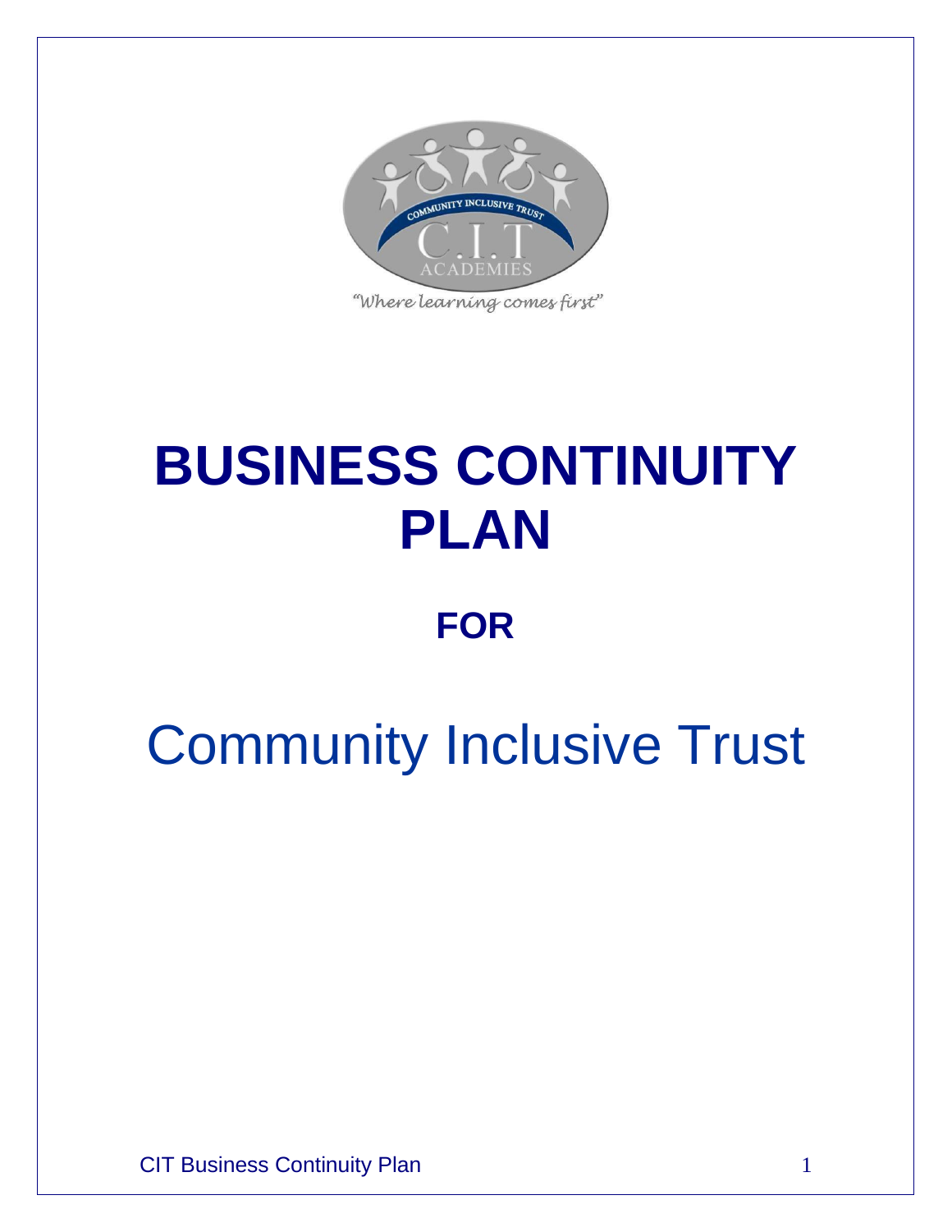"Where learning comes first"

# BUSINESS CONTINUITY PLAN

## FOR

# Community Inclusive Trust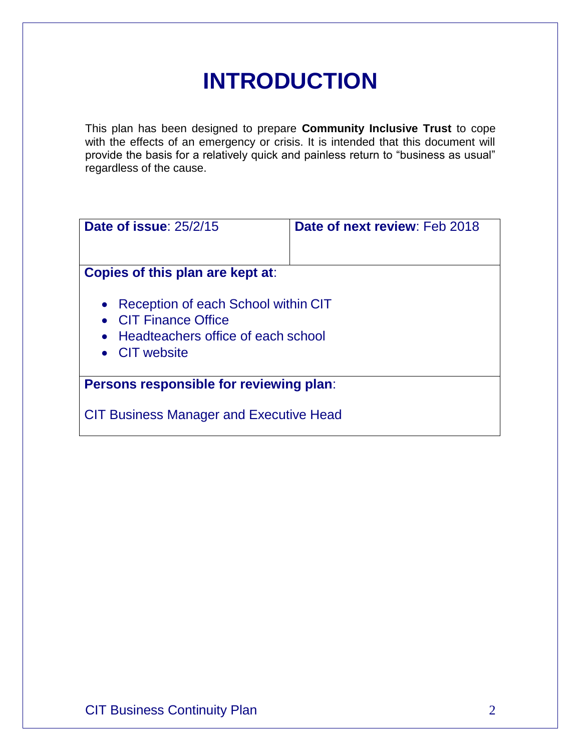# INTRODUCTION

This plan has been designed to prepare **Community Inclusive Trust** to cope with the effects of an emergency or crisis. It is intended that this document will provide the basis for a relatively quick and painless return to "business as usual" regardless of the cause.

| **Date of issue**: 25/2/15 | **Date of next review**: Feb 2018 |
|---|---|
| **Copies of this plan are kept at**:<br>• Reception of each School within CIT<br>• CIT Finance Office<br>• Headteachers office of each school<br>• CIT website | |
| **Persons responsible for reviewing plan**:<br>CIT Business Manager and Executive Head | |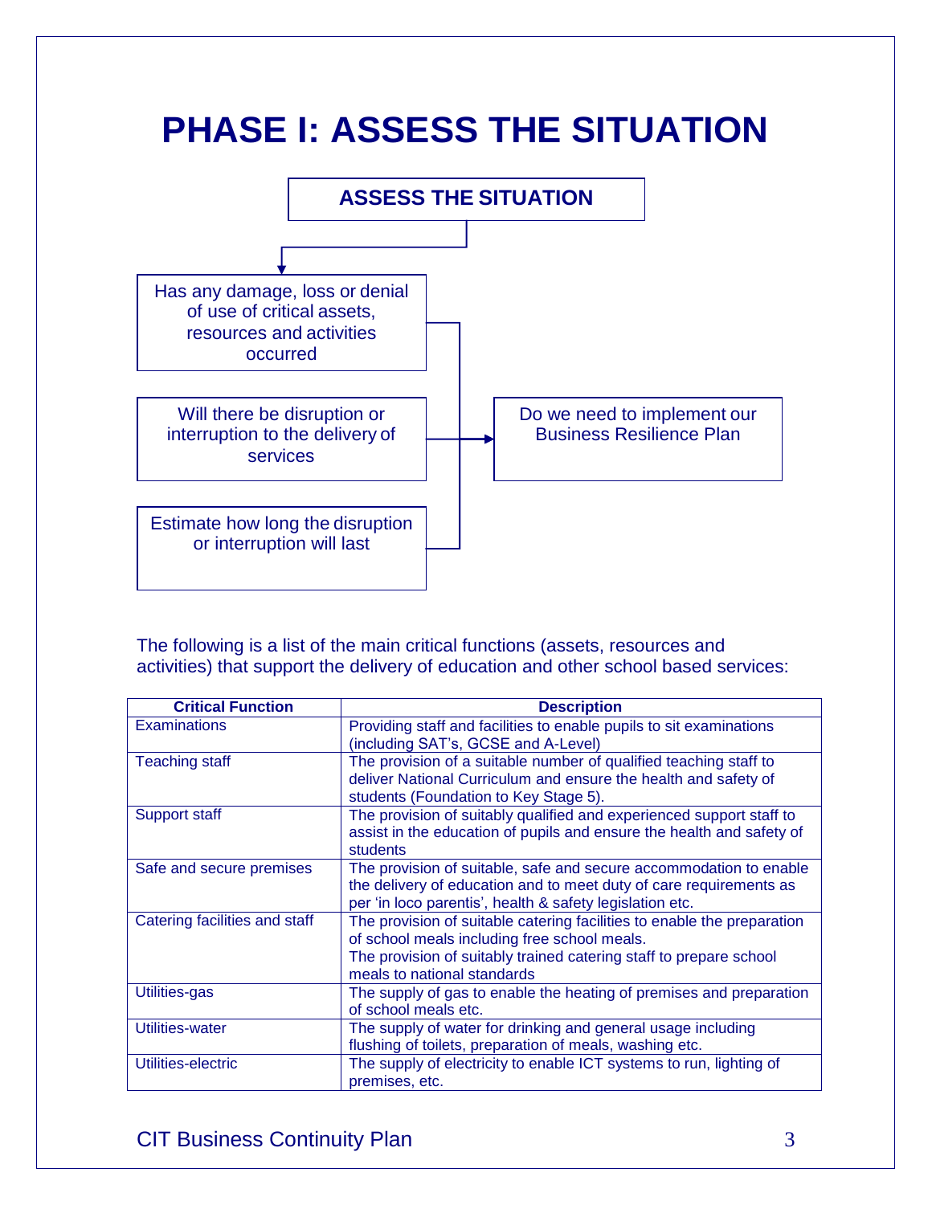# PHASE I: ASSESS THE SITUATION

**ASSESS THE SITUATION**

- Has any damage, loss or denial of use of critical assets, resources and activities occurred
- Will there be disruption or interruption to the delivery of services
- Estimate how long the disruption or interruption will last

→ Do we need to implement our Business Resilience Plan

The following is a list of the main critical functions (assets, resources and activities) that support the delivery of education and other school based services:

| Critical Function | Description |
|---|---|
| Examinations | Providing staff and facilities to enable pupils to sit examinations (including SAT's, GCSE and A-Level) |
| Teaching staff | The provision of a suitable number of qualified teaching staff to deliver National Curriculum and ensure the health and safety of students (Foundation to Key Stage 5). |
| Support staff | The provision of suitably qualified and experienced support staff to assist in the education of pupils and ensure the health and safety of students |
| Safe and secure premises | The provision of suitable, safe and secure accommodation to enable the delivery of education and to meet duty of care requirements as per 'in loco parentis', health & safety legislation etc. |
| Catering facilities and staff | The provision of suitable catering facilities to enable the preparation of school meals including free school meals.<br>The provision of suitably trained catering staff to prepare school meals to national standards |
| Utilities-gas | The supply of gas to enable the heating of premises and preparation of school meals etc. |
| Utilities-water | The supply of water for drinking and general usage including flushing of toilets, preparation of meals, washing etc. |
| Utilities-electric | The supply of electricity to enable ICT systems to run, lighting of premises, etc. |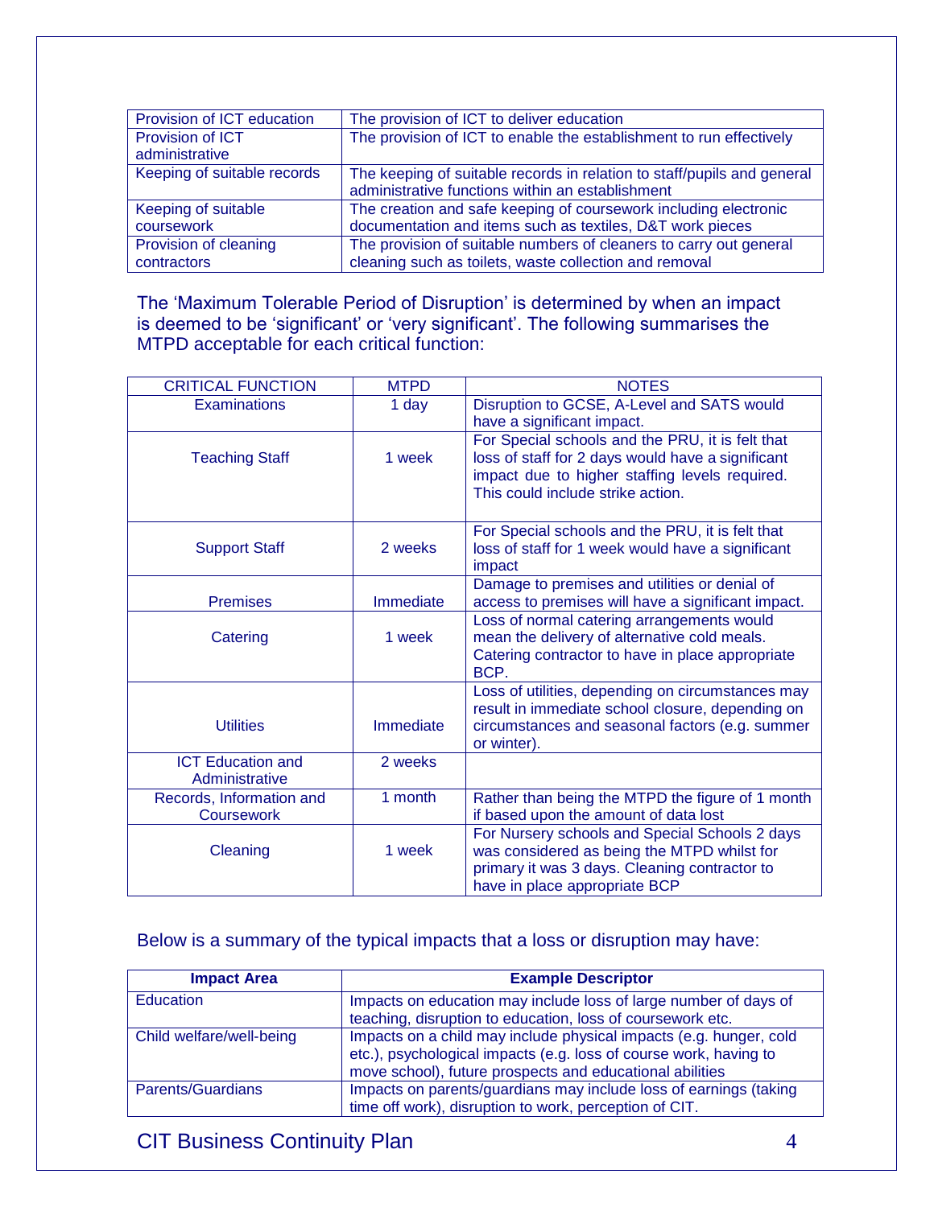| Provision of ICT education | The provision of ICT to deliver education |
|---|---|
| Provision of ICT administrative | The provision of ICT to enable the establishment to run effectively |
| Keeping of suitable records | The keeping of suitable records in relation to staff/pupils and general administrative functions within an establishment |
| Keeping of suitable coursework | The creation and safe keeping of coursework including electronic documentation and items such as textiles, D&T work pieces |
| Provision of cleaning contractors | The provision of suitable numbers of cleaners to carry out general cleaning such as toilets, waste collection and removal |

The 'Maximum Tolerable Period of Disruption' is determined by when an impact is deemed to be 'significant' or 'very significant'. The following summarises the MTPD acceptable for each critical function:

| CRITICAL FUNCTION | MTPD | NOTES |
|---|---|---|
| Examinations | 1 day | Disruption to GCSE, A-Level and SATS would have a significant impact. |
| Teaching Staff | 1 week | For Special schools and the PRU, it is felt that loss of staff for 2 days would have a significant impact due to higher staffing levels required. This could include strike action. |
| Support Staff | 2 weeks | For Special schools and the PRU, it is felt that loss of staff for 1 week would have a significant impact |
| Premises | Immediate | Damage to premises and utilities or denial of access to premises will have a significant impact. |
| Catering | 1 week | Loss of normal catering arrangements would mean the delivery of alternative cold meals. Catering contractor to have in place appropriate BCP. |
| Utilities | Immediate | Loss of utilities, depending on circumstances may result in immediate school closure, depending on circumstances and seasonal factors (e.g. summer or winter). |
| ICT Education and Administrative | 2 weeks | |
| Records, Information and Coursework | 1 month | Rather than being the MTPD the figure of 1 month if based upon the amount of data lost |
| Cleaning | 1 week | For Nursery schools and Special Schools 2 days was considered as being the MTPD whilst for primary it was 3 days. Cleaning contractor to have in place appropriate BCP |

Below is a summary of the typical impacts that a loss or disruption may have:

| Impact Area | Example Descriptor |
|---|---|
| Education | Impacts on education may include loss of large number of days of teaching, disruption to education, loss of coursework etc. |
| Child welfare/well-being | Impacts on a child may include physical impacts (e.g. hunger, cold etc.), psychological impacts (e.g. loss of course work, having to move school), future prospects and educational abilities |
| Parents/Guardians | Impacts on parents/guardians may include loss of earnings (taking time off work), disruption to work, perception of CIT. |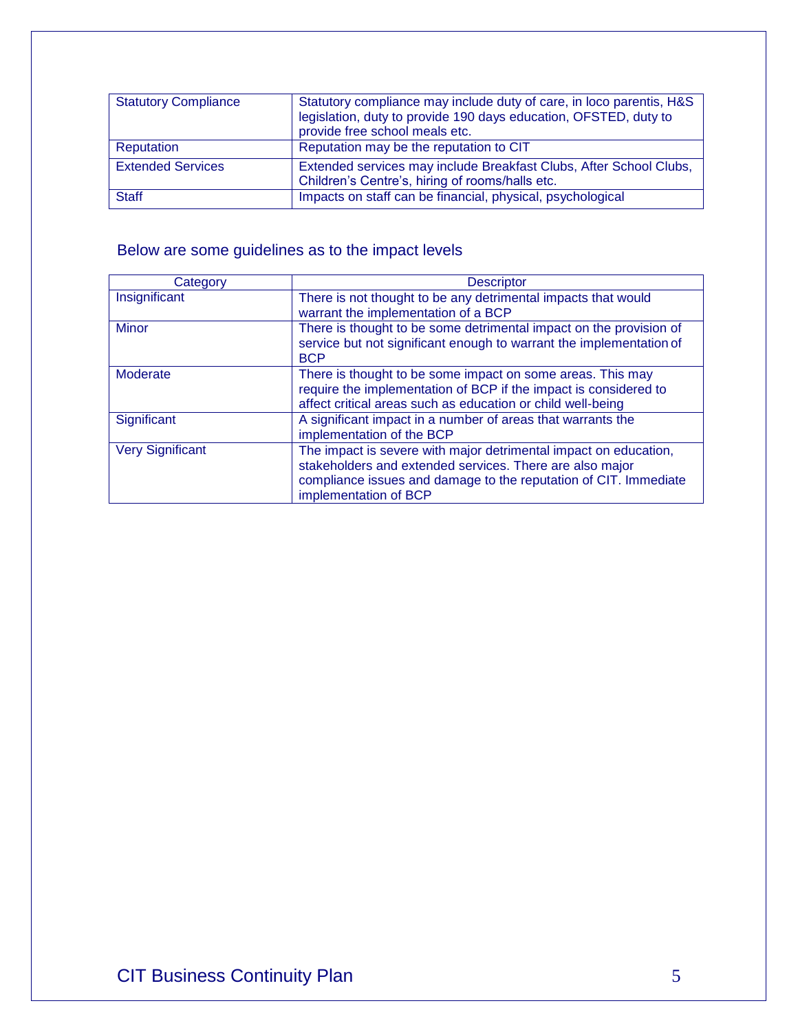| | |
|---|---|
| Statutory Compliance | Statutory compliance may include duty of care, in loco parentis, H&S legislation, duty to provide 190 days education, OFSTED, duty to provide free school meals etc. |
| Reputation | Reputation may be the reputation to CIT |
| Extended Services | Extended services may include Breakfast Clubs, After School Clubs, Children's Centre's, hiring of rooms/halls etc. |
| Staff | Impacts on staff can be financial, physical, psychological |

Below are some guidelines as to the impact levels

| Category | Descriptor |
|---|---|
| Insignificant | There is not thought to be any detrimental impacts that would warrant the implementation of a BCP |
| Minor | There is thought to be some detrimental impact on the provision of service but not significant enough to warrant the implementation of BCP |
| Moderate | There is thought to be some impact on some areas. This may require the implementation of BCP if the impact is considered to affect critical areas such as education or child well-being |
| Significant | A significant impact in a number of areas that warrants the implementation of the BCP |
| Very Significant | The impact is severe with major detrimental impact on education, stakeholders and extended services. There are also major compliance issues and damage to the reputation of CIT. Immediate implementation of BCP |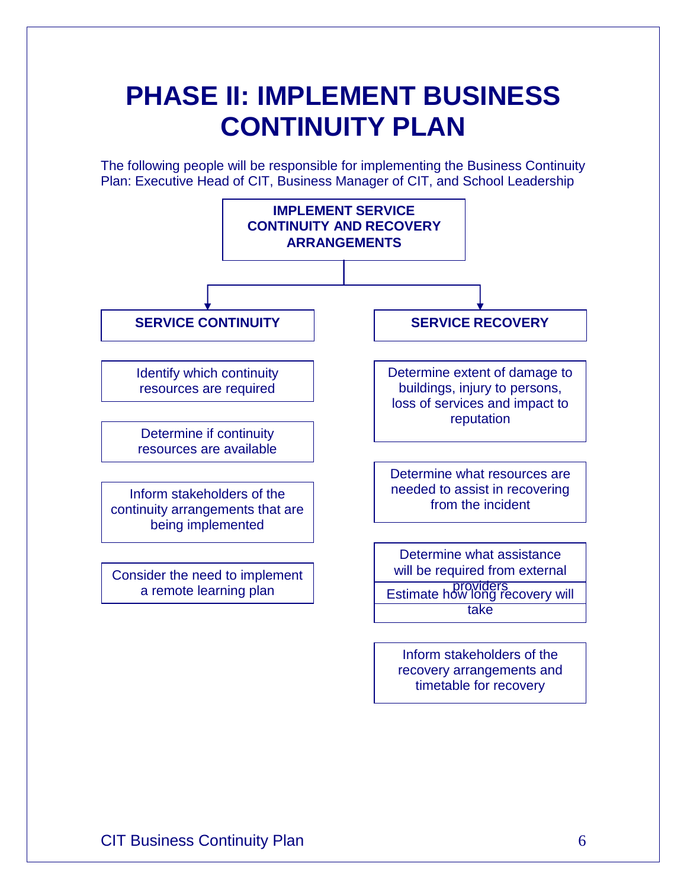# PHASE II: IMPLEMENT BUSINESS CONTINUITY PLAN

The following people will be responsible for implementing the Business Continuity Plan: Executive Head of CIT, Business Manager of CIT, and School Leadership

**IMPLEMENT SERVICE CONTINUITY AND RECOVERY ARRANGEMENTS**

**SERVICE CONTINUITY**

- Identify which continuity resources are required
- Determine if continuity resources are available
- Inform stakeholders of the continuity arrangements that are being implemented
- Consider the need to implement a remote learning plan

**SERVICE RECOVERY**

- Determine extent of damage to buildings, injury to persons, loss of services and impact to reputation
- Determine what resources are needed to assist in recovering from the incident
- Determine what assistance will be required from external providers
- Estimate how long recovery will take
- Inform stakeholders of the recovery arrangements and timetable for recovery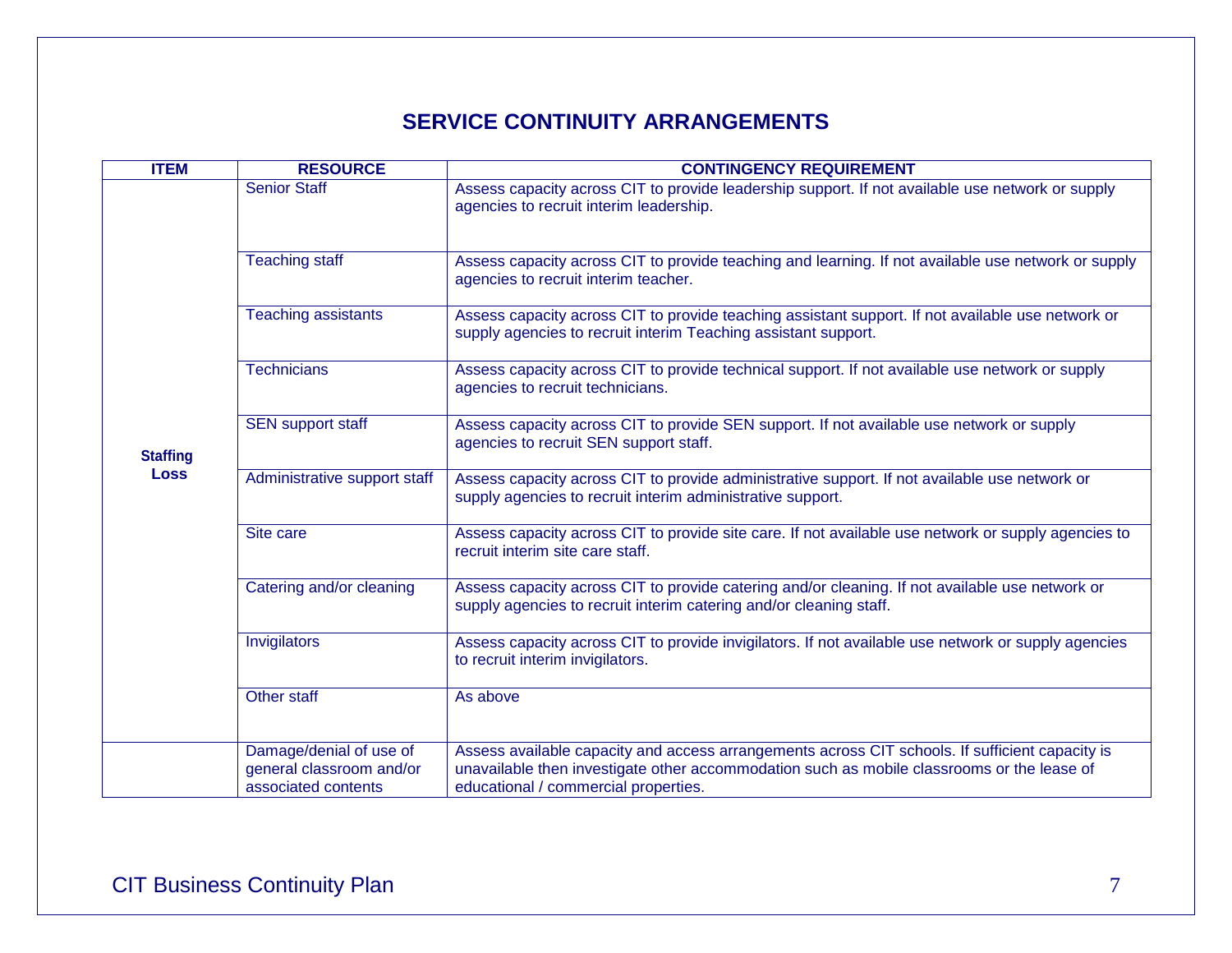## SERVICE CONTINUITY ARRANGEMENTS

| ITEM | RESOURCE | CONTINGENCY REQUIREMENT |
|---|---|---|
| Staffing Loss | Senior Staff | Assess capacity across CIT to provide leadership support. If not available use network or supply agencies to recruit interim leadership. |
| | Teaching staff | Assess capacity across CIT to provide teaching and learning. If not available use network or supply agencies to recruit interim teacher. |
| | Teaching assistants | Assess capacity across CIT to provide teaching assistant support. If not available use network or supply agencies to recruit interim Teaching assistant support. |
| | Technicians | Assess capacity across CIT to provide technical support. If not available use network or supply agencies to recruit technicians. |
| | SEN support staff | Assess capacity across CIT to provide SEN support. If not available use network or supply agencies to recruit SEN support staff. |
| | Administrative support staff | Assess capacity across CIT to provide administrative support. If not available use network or supply agencies to recruit interim administrative support. |
| | Site care | Assess capacity across CIT to provide site care. If not available use network or supply agencies to recruit interim site care staff. |
| | Catering and/or cleaning | Assess capacity across CIT to provide catering and/or cleaning. If not available use network or supply agencies to recruit interim catering and/or cleaning staff. |
| | Invigilators | Assess capacity across CIT to provide invigilators. If not available use network or supply agencies to recruit interim invigilators. |
| | Other staff | As above |
| | Damage/denial of use of general classroom and/or associated contents | Assess available capacity and access arrangements across CIT schools. If sufficient capacity is unavailable then investigate other accommodation such as mobile classrooms or the lease of educational / commercial properties. |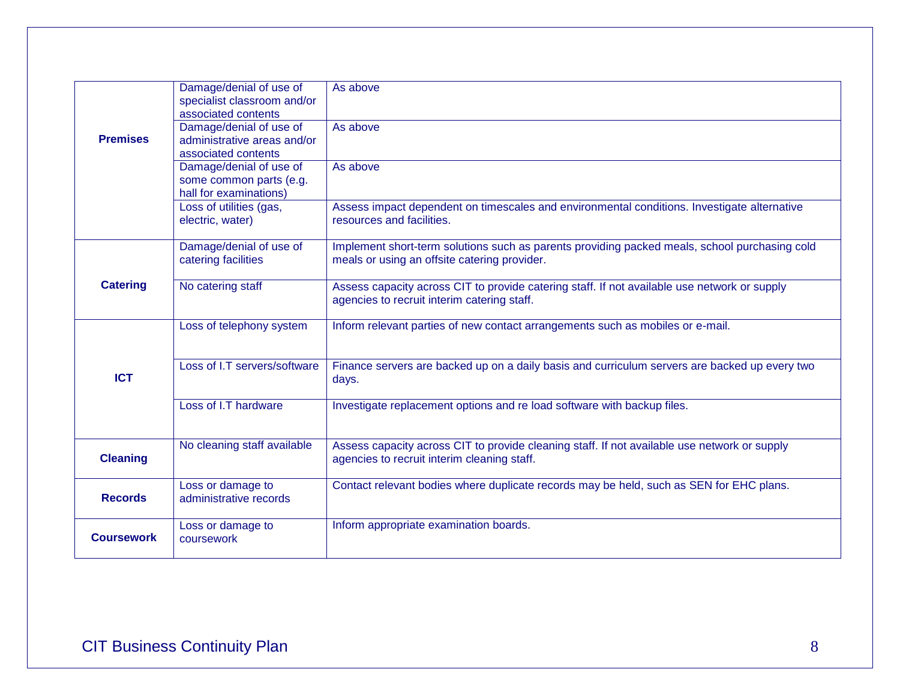| | | |
|---|---|---|
| **Premises** | Damage/denial of use of specialist classroom and/or associated contents | As above |
| | Damage/denial of use of administrative areas and/or associated contents | As above |
| | Damage/denial of use of some common parts (e.g. hall for examinations) | As above |
| | Loss of utilities (gas, electric, water) | Assess impact dependent on timescales and environmental conditions. Investigate alternative resources and facilities. |
| **Catering** | Damage/denial of use of catering facilities | Implement short-term solutions such as parents providing packed meals, school purchasing cold meals or using an offsite catering provider. |
| | No catering staff | Assess capacity across CIT to provide catering staff. If not available use network or supply agencies to recruit interim catering staff. |
| **ICT** | Loss of telephony system | Inform relevant parties of new contact arrangements such as mobiles or e-mail. |
| | Loss of I.T servers/software | Finance servers are backed up on a daily basis and curriculum servers are backed up every two days. |
| | Loss of I.T hardware | Investigate replacement options and re load software with backup files. |
| **Cleaning** | No cleaning staff available | Assess capacity across CIT to provide cleaning staff. If not available use network or supply agencies to recruit interim cleaning staff. |
| **Records** | Loss or damage to administrative records | Contact relevant bodies where duplicate records may be held, such as SEN for EHC plans. |
| **Coursework** | Loss or damage to coursework | Inform appropriate examination boards. |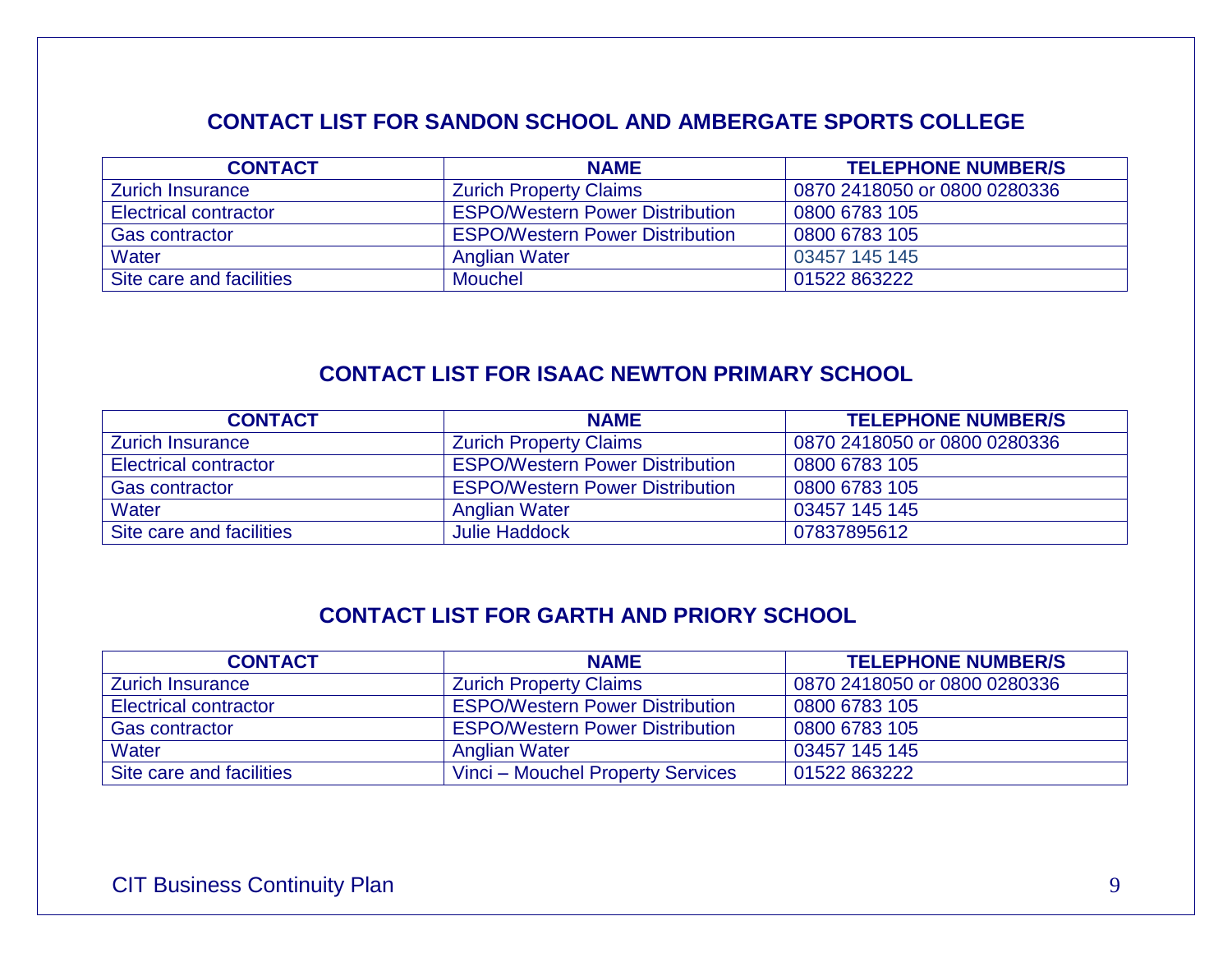## CONTACT LIST FOR SANDON SCHOOL AND AMBERGATE SPORTS COLLEGE

| CONTACT | NAME | TELEPHONE NUMBER/S |
|---|---|---|
| Zurich Insurance | Zurich Property Claims | 0870 2418050 or 0800 0280336 |
| Electrical contractor | ESPO/Western Power Distribution | 0800 6783 105 |
| Gas contractor | ESPO/Western Power Distribution | 0800 6783 105 |
| Water | Anglian Water | 03457 145 145 |
| Site care and facilities | Mouchel | 01522 863222 |

## CONTACT LIST FOR ISAAC NEWTON PRIMARY SCHOOL

| CONTACT | NAME | TELEPHONE NUMBER/S |
|---|---|---|
| Zurich Insurance | Zurich Property Claims | 0870 2418050 or 0800 0280336 |
| Electrical contractor | ESPO/Western Power Distribution | 0800 6783 105 |
| Gas contractor | ESPO/Western Power Distribution | 0800 6783 105 |
| Water | Anglian Water | 03457 145 145 |
| Site care and facilities | Julie Haddock | 07837895612 |

## CONTACT LIST FOR GARTH AND PRIORY SCHOOL

| CONTACT | NAME | TELEPHONE NUMBER/S |
|---|---|---|
| Zurich Insurance | Zurich Property Claims | 0870 2418050 or 0800 0280336 |
| Electrical contractor | ESPO/Western Power Distribution | 0800 6783 105 |
| Gas contractor | ESPO/Western Power Distribution | 0800 6783 105 |
| Water | Anglian Water | 03457 145 145 |
| Site care and facilities | Vinci – Mouchel Property Services | 01522 863222 |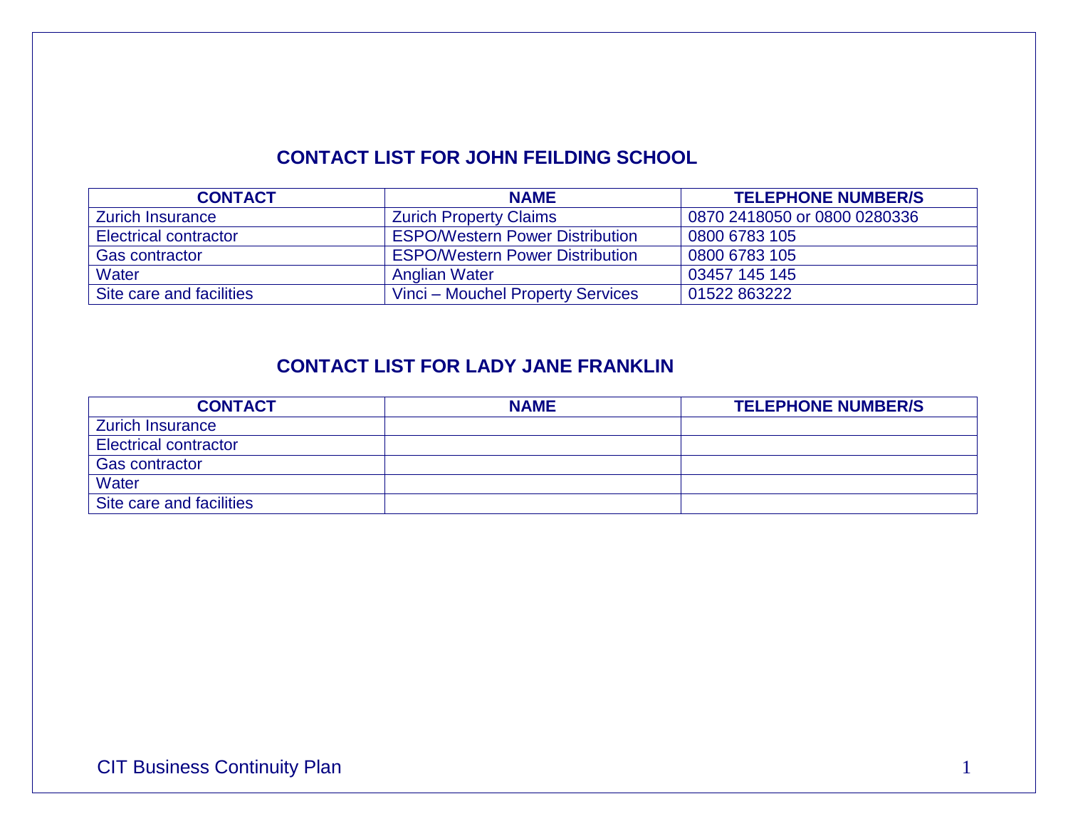## CONTACT LIST FOR JOHN FEILDING SCHOOL

| CONTACT | NAME | TELEPHONE NUMBER/S |
| --- | --- | --- |
| Zurich Insurance | Zurich Property Claims | 0870 2418050 or 0800 0280336 |
| Electrical contractor | ESPO/Western Power Distribution | 0800 6783 105 |
| Gas contractor | ESPO/Western Power Distribution | 0800 6783 105 |
| Water | Anglian Water | 03457 145 145 |
| Site care and facilities | Vinci – Mouchel Property Services | 01522 863222 |

## CONTACT LIST FOR LADY JANE FRANKLIN

| CONTACT | NAME | TELEPHONE NUMBER/S |
| --- | --- | --- |
| Zurich Insurance | | |
| Electrical contractor | | |
| Gas contractor | | |
| Water | | |
| Site care and facilities | | |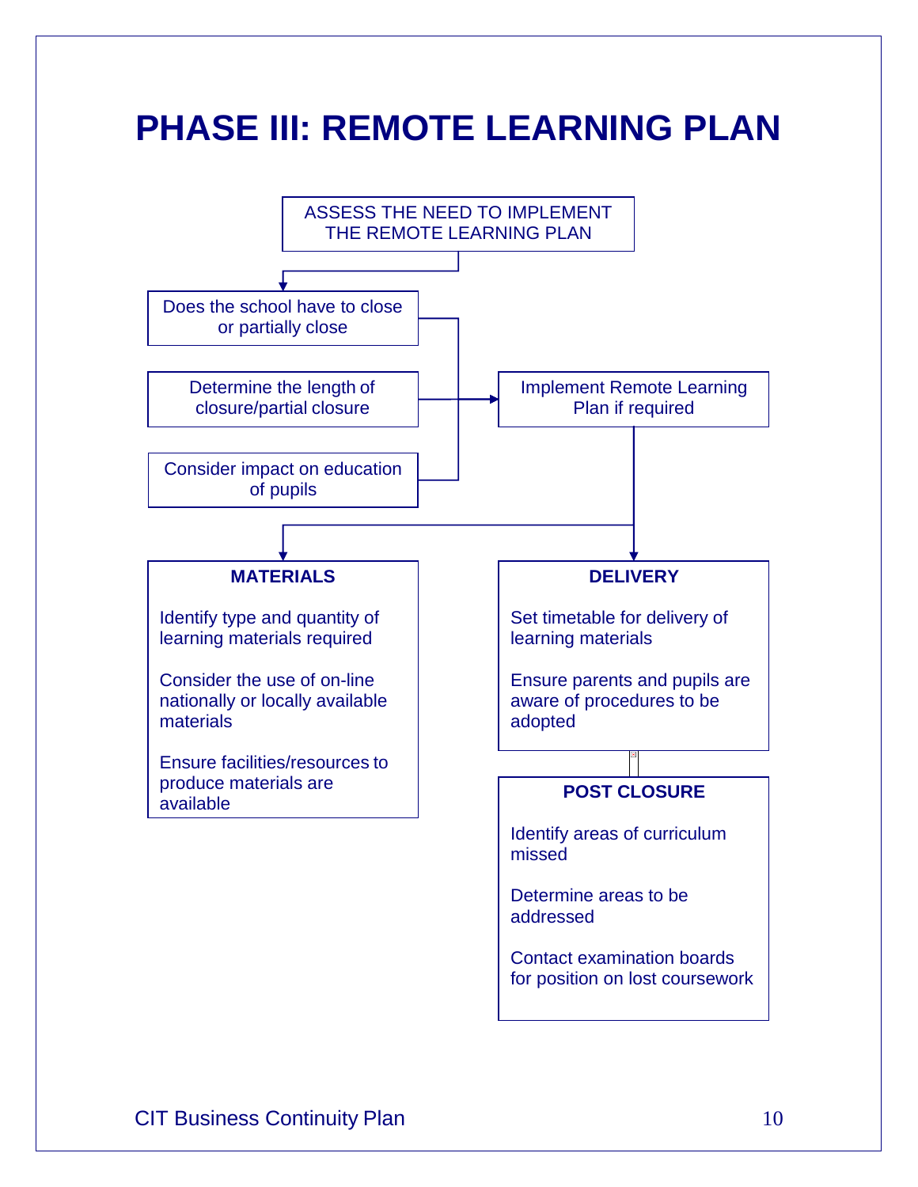# PHASE III: REMOTE LEARNING PLAN

ASSESS THE NEED TO IMPLEMENT THE REMOTE LEARNING PLAN

- Does the school have to close or partially close
- Determine the length of closure/partial closure
- Consider impact on education of pupils

Implement Remote Learning Plan if required

**MATERIALS**

Identify type and quantity of learning materials required

Consider the use of on-line nationally or locally available materials

Ensure facilities/resources to produce materials are available

**DELIVERY**

Set timetable for delivery of learning materials

Ensure parents and pupils are aware of procedures to be adopted

**POST CLOSURE**

Identify areas of curriculum missed

Determine areas to be addressed

Contact examination boards for position on lost coursework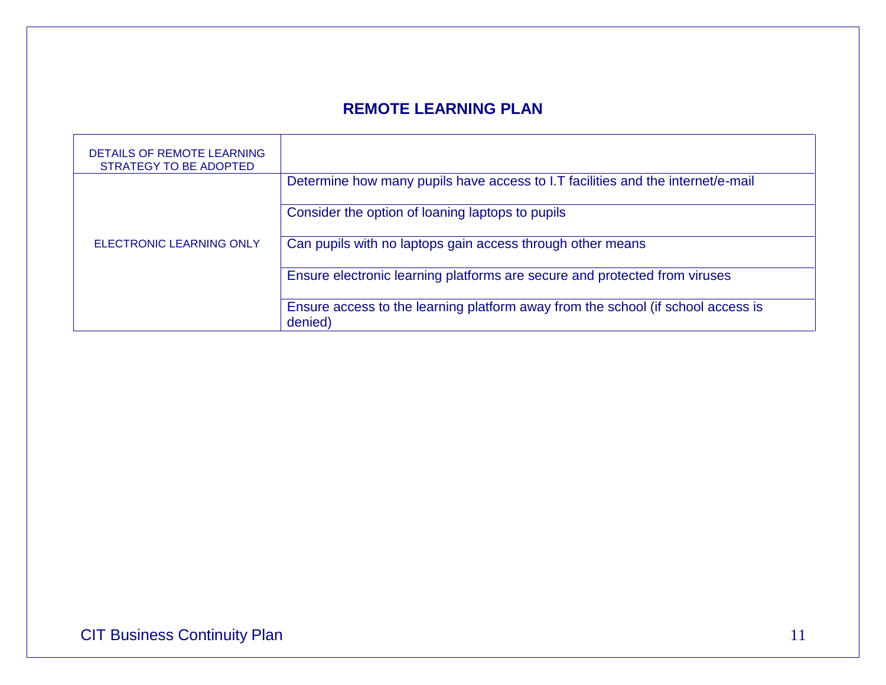## REMOTE LEARNING PLAN

| DETAILS OF REMOTE LEARNING STRATEGY TO BE ADOPTED | |
|---|---|
| ELECTRONIC LEARNING ONLY | Determine how many pupils have access to I.T facilities and the internet/e-mail |
| | Consider the option of loaning laptops to pupils |
| | Can pupils with no laptops gain access through other means |
| | Ensure electronic learning platforms are secure and protected from viruses |
| | Ensure access to the learning platform away from the school (if school access is denied) |